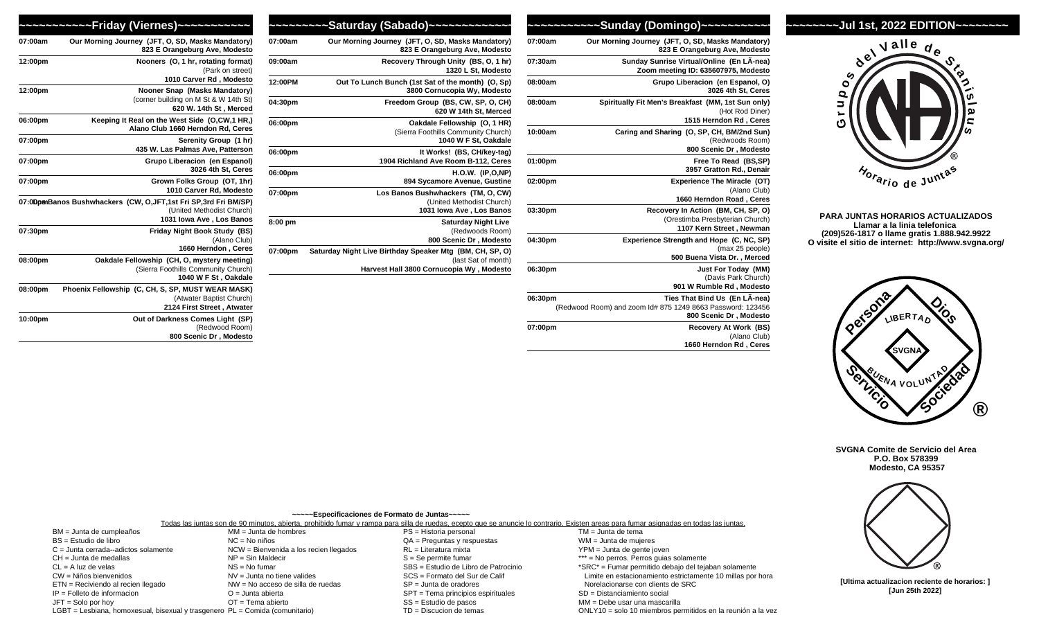## ~~~~~~~~~~Friday (Viernes)~~~~~~~~~~

| Time | Meeting |
|---|---|
| 07:00am | Our Morning Journey (JFT, O, SD, Masks Mandatory) 823 E Orangeburg Ave, Modesto |
| 12:00pm | Nooners (O, 1 hr, rotating format) (Park on street) 1010 Carver Rd , Modesto |
| 12:00pm | Nooner Snap (Masks Mandatory) (corner building on M St & W 14th St) 620 W. 14th St , Merced |
| 06:00pm | Keeping It Real on the West Side (O,CW,1 HR,) Alano Club 1660 Herndon Rd, Ceres |
| 07:00pm | Serenity Group (1 hr) 435 W. Las Palmas Ave, Patterson |
| 07:00pm | Grupo Liberacion (en Espanol) 3026 4th St, Ceres |
| 07:00pm | Grown Folks Group (OT, 1hr) 1010 Carver Rd, Modesto |
| 07:00pm | Los Banos Bushwhackers (CW, O,JFT,1st Fri SP,3rd Fri BM/SP) (United Methodist Church) 1031 Iowa Ave , Los Banos |
| 07:30pm | Friday Night Book Study (BS) (Alano Club) 1660 Herndon , Ceres |
| 08:00pm | Oakdale Fellowship (CH, O, mystery meeting) (Sierra Foothills Community Church) 1040 W F St , Oakdale |
| 08:00pm | Phoenix Fellowship (C, CH, S, SP, MUST WEAR MASK) (Atwater Baptist Church) 2124 First Street , Atwater |
| 10:00pm | Out of Darkness Comes Light (SP) (Redwood Room) 800 Scenic Dr , Modesto |

## ~~~~~~~~~Saturday (Sabado)~~~~~~~~~~~~

| Time | Meeting |
|---|---|
| 07:00am | Our Morning Journey (JFT, O, SD, Masks Mandatory) 823 E Orangeburg Ave, Modesto |
| 09:00am | Recovery Through Unity (BS, O, 1 hr) 1320 L St, Modesto |
| 12:00PM | Out To Lunch Bunch (1st Sat of the month) (O, Sp) 3800 Cornucopia Wy, Modesto |
| 04:30pm | Freedom Group (BS, CW, SP, O, CH) 620 W 14th St, Merced |
| 06:00pm | Oakdale Fellowship (O, 1 HR) (Sierra Foothills Community Church) 1040 W F St, Oakdale |
| 06:00pm | It Works! (BS, CH/key-tag) 1904 Richland Ave Room B-112, Ceres |
| 06:00pm | H.O.W. (IP,O,NP) 894 Sycamore Avenue, Gustine |
| 07:00pm | Los Banos Bushwhackers (TM, O, CW) (United Methodist Church) 1031 Iowa Ave , Los Banos |
| 8:00 pm | Saturday Night Live (Redwoods Room) 800 Scenic Dr , Modesto |
| 07:00pm | Saturday Night Live Birthday Speaker Mtg (BM, CH, SP, O) (last Sat of month) Harvest Hall 3800 Cornucopia Wy , Modesto |

## ~~~~~~~~~~Sunday (Domingo)~~~~~~~~~~

| Time | Meeting |
|---|---|
| 07:00am | Our Morning Journey (JFT, O, SD, Masks Mandatory) 823 E Orangeburg Ave, Modesto |
| 07:30am | Sunday Sunrise Virtual/Online (En LÃ-nea) Zoom meeting ID: 635607975, Modesto |
| 08:00am | Grupo Liberacion (en Espanol, O) 3026 4th St, Ceres |
| 08:00am | Spiritually Fit Men's Breakfast (MM, 1st Sun only) (Hot Rod Diner) 1515 Herndon Rd , Ceres |
| 10:00am | Caring and Sharing (O, SP, CH, BM/2nd Sun) (Redwoods Room) 800 Scenic Dr , Modesto |
| 01:00pm | Free To Read (BS,SP) 3957 Gratton Rd., Denair |
| 02:00pm | Experience The Miracle (OT) (Alano Club) 1660 Herndon Road , Ceres |
| 03:30pm | Recovery In Action (BM, CH, SP, O) (Orestimba Presbyterian Church) 1107 Kern Street , Newman |
| 04:30pm | Experience Strength and Hope (C, NC, SP) (max 25 people) 500 Buena Vista Dr. , Merced |
| 06:30pm | Just For Today (MM) (Davis Park Church) 901 W Rumble Rd , Modesto |
| 06:30pm | Ties That Bind Us (En LÃ-nea) (Redwood Room) and zoom Id# 875 1249 8663 Password: 123456 800 Scenic Dr , Modesto |
| 07:00pm | Recovery At Work (BS) (Alano Club) 1660 Herndon Rd , Ceres |

## ~~~~~~~Jul 1st, 2022 EDITION~~~~~~~

Grupos del Valle de Stanislaus — Horario de Juntas

**PARA JUNTAS HORARIOS ACTUALIZADOS**
**Llamar a la linia telefonica**
**(209)526-1817 o llame gratis 1.888.942.9922**
**O visite el sitio de internet: http://www.svgna.org/**

Persona — Dios — Servicio — Sociedad — LIBERTAD — BUENA VOLUNTAD — SVGNA

**SVGNA Comite de Servicio del Area**
**P.O. Box 578399**
**Modesto, CA 95357**

**[Ultima actualizacion reciente de horarios: ]**
**[Jun 25th 2022]**

### ~~~~~Especificaciones de Formato de Juntas~~~~~

Todas las juntas son de 90 minutos, abierta, prohibido fumar y rampa para silla de ruedas, excepto que se anuncie lo contrario. Existen areas para fumar asignadas en todas las juntas.

- BM = Junta de cumpleaños
- BS = Estudio de libro
- C = Junta cerrada--adictos solamente
- CH = Junta de medallas
- CL = A luz de velas
- CW = Niños bienvenidos
- ETN = Reciviendo al recien llegado
- IP = Folleto de informacion
- JFT = Solo por hoy
- LGBT = Lesbiana, homoxesual, bisexual y trasgenero
- MM = Junta de hombres
- NC = No niños
- NCW = Bienvenida a los recien llegados
- NP = Sin Maldecir
- NS = No fumar
- NV = Junta no tiene valides
- NW = No acceso de silla de ruedas
- O = Junta abierta
- OT = Tema abierto
- PL = Comida (comunitario)
- PS = Historia personal
- QA = Preguntas y respuestas
- RL = Literatura mixta
- S = Se permite fumar
- SBS = Estudio de Libro de Patrocinio
- SCS = Formato del Sur de Calif
- SP = Junta de oradores
- SPT = Tema principios espirituales
- SS = Estudio de pasos
- TD = Discucion de temas
- TM = Junta de tema
- WM = Junta de mujeres
- YPM = Junta de gente joven
- *** = No perros. Perros guias solamente
- *SRC* = Fumar permitido debajo del tejaban solamente Limite en estacionamiento estrictamente 10 millas por hora Norelacionarse con clients de SRC
- SD = Distanciamiento social
- MM = Debe usar una mascarilla
- ONLY10 = solo 10 miembros permitidos en la reunión a la vez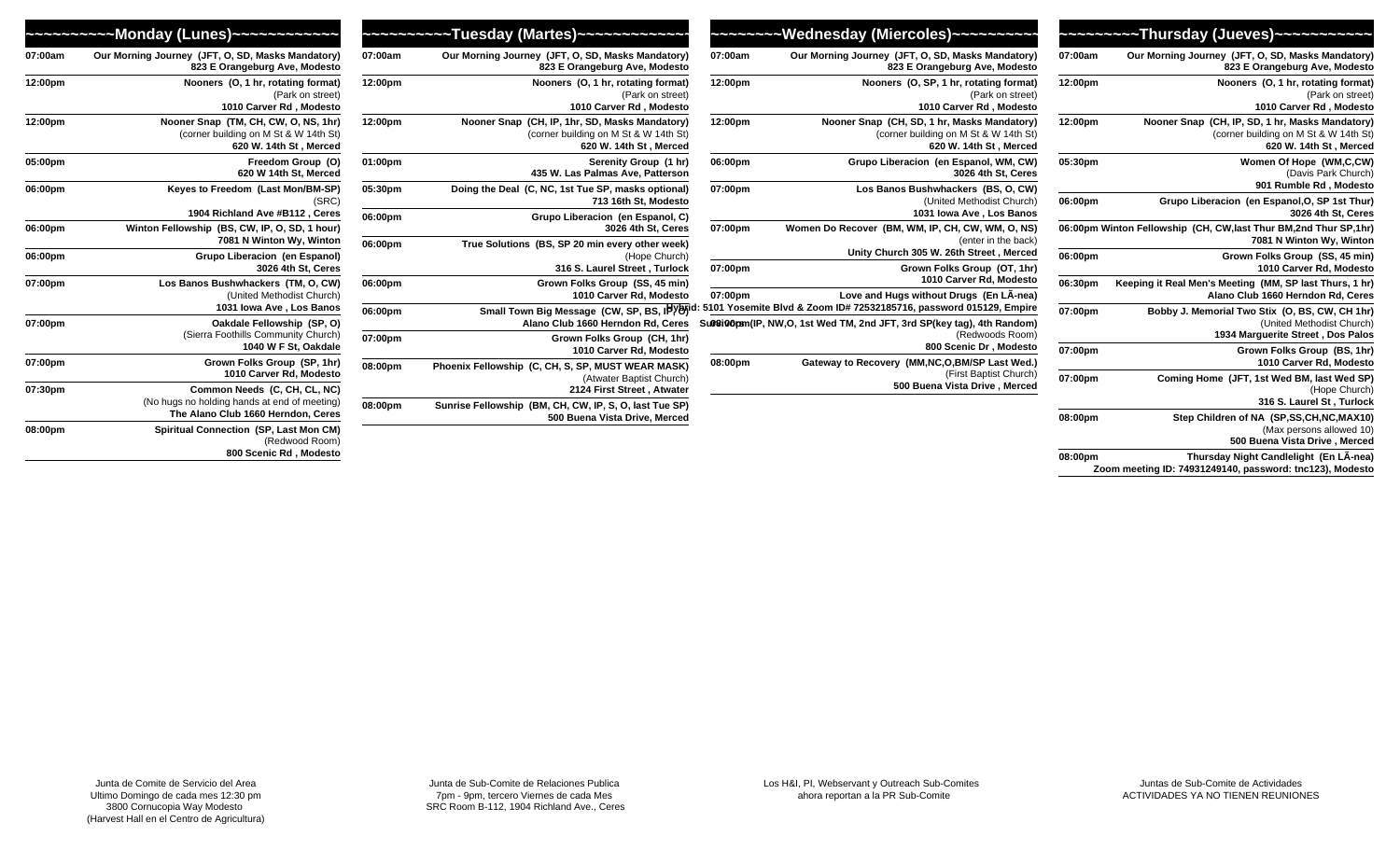## ~~~~~~~~~Monday (Lunes)~~~~~~~~~~~~

| | |
|---|---|
| 07:00am | **Our Morning Journey (JFT, O, SD, Masks Mandatory)** 823 E Orangeburg Ave, Modesto |
| 12:00pm | **Nooners (O, 1 hr, rotating format)** (Park on street) **1010 Carver Rd , Modesto** |
| 12:00pm | **Nooner Snap (TM, CH, CW, O, NS, 1hr)** (corner building on M St & W 14th St) **620 W. 14th St , Merced** |
| 05:00pm | **Freedom Group (O)** 620 W 14th St, Merced |
| 06:00pm | **Keyes to Freedom (Last Mon/BM-SP)** (SRC) **1904 Richland Ave #B112 , Ceres** |
| 06:00pm | **Winton Fellowship (BS, CW, IP, O, SD, 1 hour)** 7081 N Winton Wy, Winton |
| 06:00pm | **Grupo Liberacion (en Espanol)** 3026 4th St, Ceres |
| 07:00pm | **Los Banos Bushwhackers (TM, O, CW)** (United Methodist Church) **1031 Iowa Ave , Los Banos** |
| 07:00pm | **Oakdale Fellowship (SP, O)** (Sierra Foothills Community Church) **1040 W F St, Oakdale** |
| 07:00pm | **Grown Folks Group (SP, 1hr)** 1010 Carver Rd, Modesto |
| 07:30pm | **Common Needs (C, CH, CL, NC)** (No hugs no holding hands at end of meeting) **The Alano Club 1660 Herndon, Ceres** |
| 08:00pm | **Spiritual Connection (SP, Last Mon CM)** (Redwood Room) **800 Scenic Rd , Modesto** |

## ~~~~~~~~~Tuesday (Martes)~~~~~~~~~~~~

| | |
|---|---|
| 07:00am | **Our Morning Journey (JFT, O, SD, Masks Mandatory)** 823 E Orangeburg Ave, Modesto |
| 12:00pm | **Nooners (O, 1 hr, rotating format)** (Park on street) **1010 Carver Rd , Modesto** |
| 12:00pm | **Nooner Snap (CH, IP, 1hr, SD, Masks Mandatory)** (corner building on M St & W 14th St) **620 W. 14th St , Merced** |
| 01:00pm | **Serenity Group (1 hr)** 435 W. Las Palmas Ave, Patterson |
| 05:30pm | **Doing the Deal (C, NC, 1st Tue SP, masks optional)** 713 16th St, Modesto |
| 06:00pm | **Grupo Liberacion (en Espanol, C)** 3026 4th St, Ceres |
| 06:00pm | **True Solutions (BS, SP 20 min every other week)** (Hope Church) **316 S. Laurel Street , Turlock** |
| 06:00pm | **Grown Folks Group (SS, 45 min)** 1010 Carver Rd, Modesto |
| 06:00pm | **Small Town Big Message (CW, SP, BS, IP, O)** Alano Club 1660 Herndon Rd, Ceres |
| 07:00pm | **Grown Folks Group (CH, 1hr)** 1010 Carver Rd, Modesto |
| 08:00pm | **Phoenix Fellowship (C, CH, S, SP, MUST WEAR MASK)** (Atwater Baptist Church) **2124 First Street , Atwater** |
| 08:00pm | **Sunrise Fellowship (BM, CH, CW, IP, S, O, last Tue SP)** 500 Buena Vista Drive, Merced |

## ~~~~~~~~Wednesday (Miercoles)~~~~~~~~~

| | |
|---|---|
| 07:00am | **Our Morning Journey (JFT, O, SD, Masks Mandatory)** 823 E Orangeburg Ave, Modesto |
| 12:00pm | **Nooners (O, SP, 1 hr, rotating format)** (Park on street) **1010 Carver Rd , Modesto** |
| 12:00pm | **Nooner Snap (CH, SD, 1 hr, Masks Mandatory)** (corner building on M St & W 14th St) **620 W. 14th St , Merced** |
| 06:00pm | **Grupo Liberacion (en Espanol, WM, CW)** 3026 4th St, Ceres |
| 07:00pm | **Los Banos Bushwhackers (BS, O, CW)** (United Methodist Church) **1031 Iowa Ave , Los Banos** |
| 07:00pm | **Women Do Recover (BM, WM, IP, CH, CW, WM, O, NS)** (enter in the back) **Unity Church 305 W. 26th Street , Merced** |
| 07:00pm | **Grown Folks Group (OT, 1hr)** 1010 Carver Rd, Modesto |
| 07:00pm | **Love and Hugs without Drugs (En LÃ­nea)** Hybrid: 5101 Yosemite Blvd & Zoom ID# 72532185716, password 015129, Empire |
| 08:00pm | **Sunday Serum (IP, NW,O, 1st Wed TM, 2nd JFT, 3rd SP(key tag), 4th Random)** (Redwoods Room) **800 Scenic Dr , Modesto** |
| 08:00pm | **Gateway to Recovery (MM,NC,O,BM/SP Last Wed.)** (First Baptist Church) **500 Buena Vista Drive , Merced** |

## ~~~~~~~~Thursday (Jueves)~~~~~~~~~~

| | |
|---|---|
| 07:00am | **Our Morning Journey (JFT, O, SD, Masks Mandatory)** 823 E Orangeburg Ave, Modesto |
| 12:00pm | **Nooners (O, 1 hr, rotating format)** (Park on street) **1010 Carver Rd , Modesto** |
| 12:00pm | **Nooner Snap (CH, IP, SD, 1 hr, Masks Mandatory)** (corner building on M St & W 14th St) **620 W. 14th St , Merced** |
| 05:30pm | **Women Of Hope (WM,C,CW)** (Davis Park Church) **901 Rumble Rd , Modesto** |
| 06:00pm | **Grupo Liberacion (en Espanol,O, SP 1st Thur)** 3026 4th St, Ceres |
| 06:00pm | **Winton Fellowship (CH, CW,last Thur BM,2nd Thur SP,1hr)** 7081 N Winton Wy, Winton |
| 06:00pm | **Grown Folks Group (SS, 45 min)** 1010 Carver Rd, Modesto |
| 06:30pm | **Keeping it Real Men's Meeting (MM, SP last Thurs, 1 hr)** Alano Club 1660 Herndon Rd, Ceres |
| 07:00pm | **Bobby J. Memorial Two Stix (O, BS, CW, CH 1hr)** (United Methodist Church) **1934 Marguerite Street , Dos Palos** |
| 07:00pm | **Grown Folks Group (BS, 1hr)** 1010 Carver Rd, Modesto |
| 07:00pm | **Coming Home (JFT, 1st Wed BM, last Wed SP)** (Hope Church) **316 S. Laurel St , Turlock** |
| 08:00pm | **Step Children of NA (SP,SS,CH,NC,MAX10)** (Max persons allowed 10) **500 Buena Vista Drive , Merced** |
| 08:00pm | **Thursday Night Candlelight (En LÃ­nea)** Zoom meeting ID: 74931249140, password: tnc123), Modesto |

Junta de Comite de Servicio del Area
Ultimo Domingo de cada mes 12:30 pm
3800 Cornucopia Way Modesto
(Harvest Hall en el Centro de Agricultura)

Junta de Sub-Comite de Relaciones Publica
7pm - 9pm, tercero Viernes de cada Mes
SRC Room B-112, 1904 Richland Ave., Ceres

Los H&I, PI, Webservant y Outreach Sub-Comites
ahora reportan a la PR Sub-Comite

Juntas de Sub-Comite de Actividades
ACTIVIDADES YA NO TIENEN REUNIONES